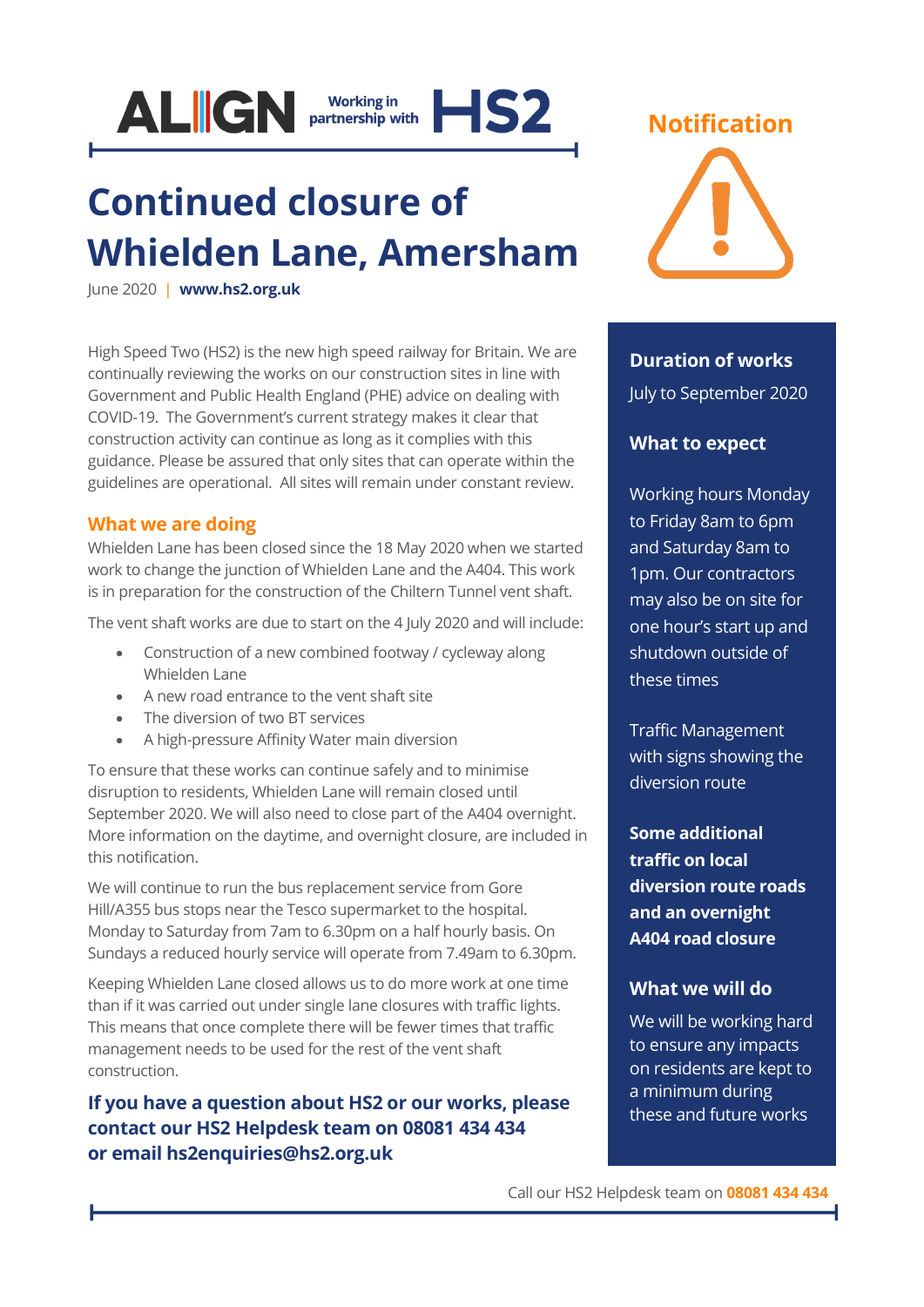ALIGN Working in partnership with HS2

# Continued closure of Whielden Lane, Amersham

June 2020 | **www.hs2.org.uk**

**Notification**

High Speed Two (HS2) is the new high speed railway for Britain. We are continually reviewing the works on our construction sites in line with Government and Public Health England (PHE) advice on dealing with COVID-19. The Government's current strategy makes it clear that construction activity can continue as long as it complies with this guidance. Please be assured that only sites that can operate within the guidelines are operational. All sites will remain under constant review.

## What we are doing

Whielden Lane has been closed since the 18 May 2020 when we started work to change the junction of Whielden Lane and the A404. This work is in preparation for the construction of the Chiltern Tunnel vent shaft.

The vent shaft works are due to start on the 4 July 2020 and will include:

- Construction of a new combined footway / cycleway along Whielden Lane
- A new road entrance to the vent shaft site
- The diversion of two BT services
- A high-pressure Affinity Water main diversion

To ensure that these works can continue safely and to minimise disruption to residents, Whielden Lane will remain closed until September 2020. We will also need to close part of the A404 overnight. More information on the daytime, and overnight closure, are included in this notification.

We will continue to run the bus replacement service from Gore Hill/A355 bus stops near the Tesco supermarket to the hospital. Monday to Saturday from 7am to 6.30pm on a half hourly basis. On Sundays a reduced hourly service will operate from 7.49am to 6.30pm.

Keeping Whielden Lane closed allows us to do more work at one time than if it was carried out under single lane closures with traffic lights. This means that once complete there will be fewer times that traffic management needs to be used for the rest of the vent shaft construction.

**If you have a question about HS2 or our works, please contact our HS2 Helpdesk team on 08081 434 434 or email hs2enquiries@hs2.org.uk**

### Duration of works

July to September 2020

### What to expect

Working hours Monday to Friday 8am to 6pm and Saturday 8am to 1pm. Our contractors may also be on site for one hour's start up and shutdown outside of these times

Traffic Management with signs showing the diversion route

**Some additional traffic on local diversion route roads and an overnight A404 road closure**

### What we will do

We will be working hard to ensure any impacts on residents are kept to a minimum during these and future works

Call our HS2 Helpdesk team on **08081 434 434**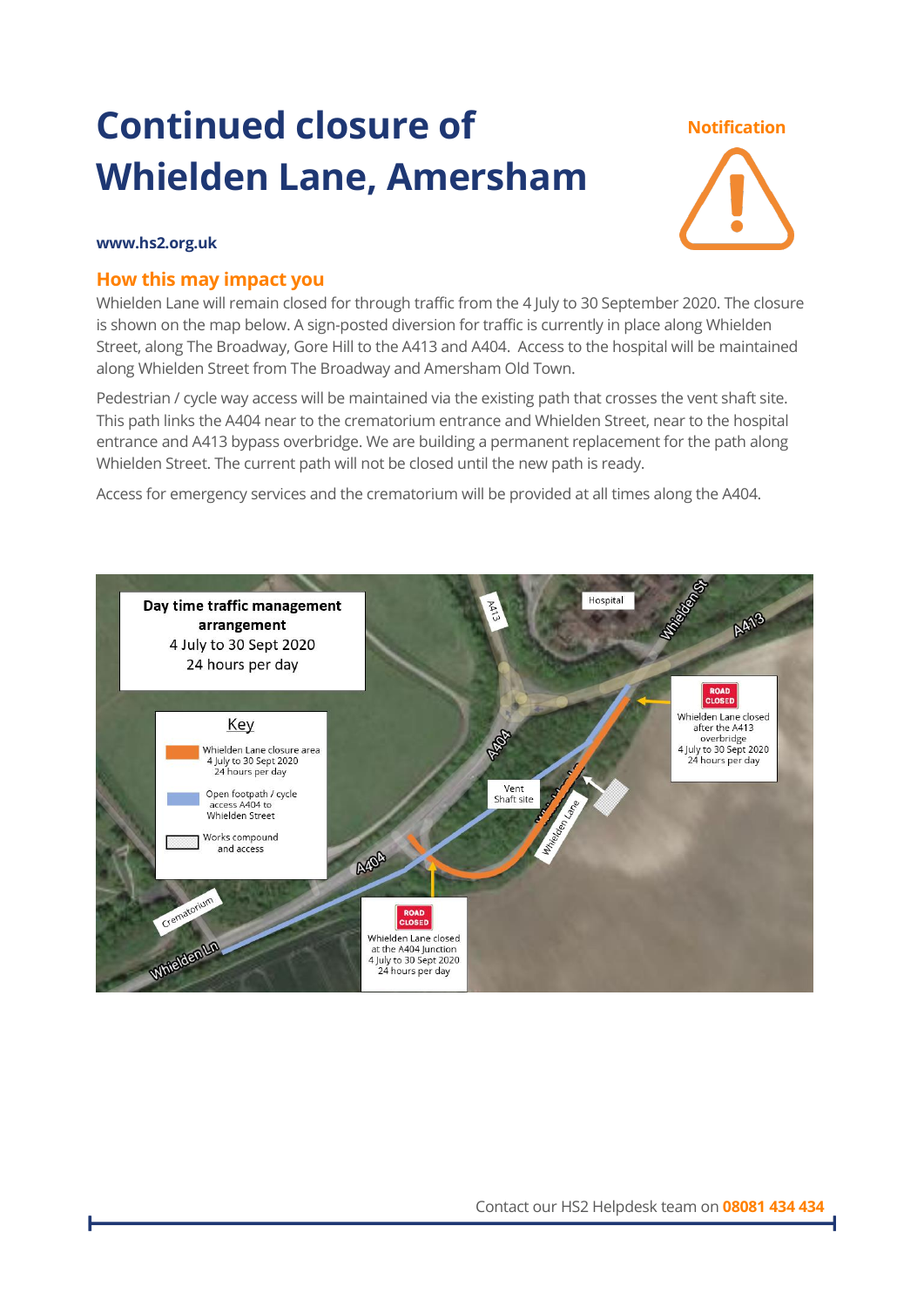# Continued closure of Whielden Lane, Amersham

**Notification**

**www.hs2.org.uk**

## How this may impact you

Whielden Lane will remain closed for through traffic from the 4 July to 30 September 2020. The closure is shown on the map below. A sign-posted diversion for traffic is currently in place along Whielden Street, along The Broadway, Gore Hill to the A413 and A404. Access to the hospital will be maintained along Whielden Street from The Broadway and Amersham Old Town.

Pedestrian / cycle way access will be maintained via the existing path that crosses the vent shaft site. This path links the A404 near to the crematorium entrance and Whielden Street, near to the hospital entrance and A413 bypass overbridge. We are building a permanent replacement for the path along Whielden Street. The current path will not be closed until the new path is ready.

Access for emergency services and the crematorium will be provided at all times along the A404.

**Day time traffic management arrangement**
4 July to 30 Sept 2020
24 hours per day

Key
- Whielden Lane closure area 4 July to 30 Sept 2020 24 hours per day
- Open footpath / cycle access A404 to Whielden Street
- Works compound and access

ROAD CLOSED – Whielden Lane closed after the A413 overbridge 4 July to 30 Sept 2020 24 hours per day

ROAD CLOSED – Whielden Lane closed at the A404 Junction 4 July to 30 Sept 2020 24 hours per day

Contact our HS2 Helpdesk team on **08081 434 434**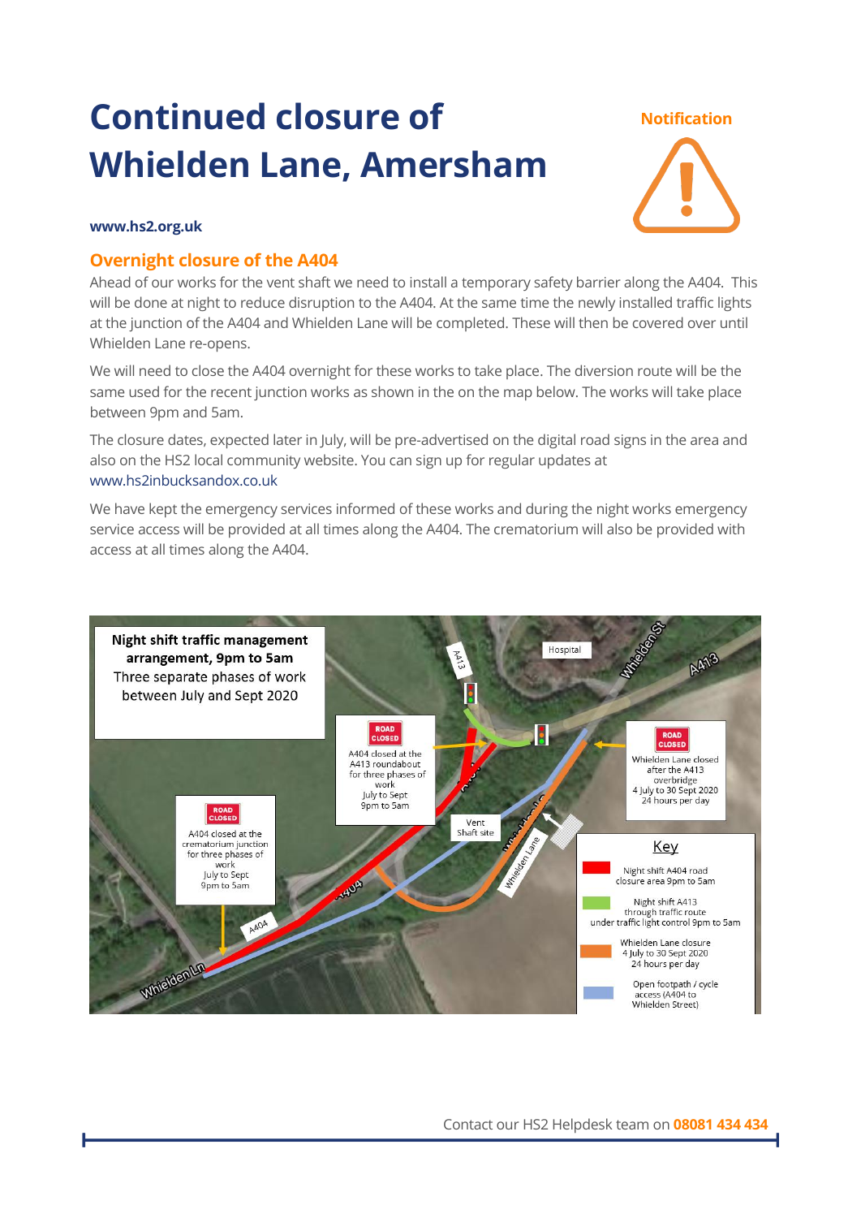# Continued closure of Whielden Lane, Amersham

**Notification**

**www.hs2.org.uk**

## Overnight closure of the A404

Ahead of our works for the vent shaft we need to install a temporary safety barrier along the A404. This will be done at night to reduce disruption to the A404. At the same time the newly installed traffic lights at the junction of the A404 and Whielden Lane will be completed. These will then be covered over until Whielden Lane re-opens.

We will need to close the A404 overnight for these works to take place. The diversion route will be the same used for the recent junction works as shown in the on the map below. The works will take place between 9pm and 5am.

The closure dates, expected later in July, will be pre-advertised on the digital road signs in the area and also on the HS2 local community website. You can sign up for regular updates at www.hs2inbucksandox.co.uk

We have kept the emergency services informed of these works and during the night works emergency service access will be provided at all times along the A404. The crematorium will also be provided with access at all times along the A404.

**Night shift traffic management arrangement, 9pm to 5am**
Three separate phases of work between July and Sept 2020

ROAD CLOSED
A404 closed at the A413 roundabout for three phases of work
July to Sept
9pm to 5am

ROAD CLOSED
A404 closed at the crematorium junction for three phases of work
July to Sept
9pm to 5am

ROAD CLOSED
Whielden Lane closed after the A413 overbridge
4 July to 30 Sept 2020
24 hours per day

Vent Shaft site

Hospital

Key
- Night shift A404 road closure area 9pm to 5am
- Night shift A413 through traffic route under traffic light control 9pm to 5am
- Whielden Lane closure 4 July to 30 Sept 2020 24 hours per day
- Open footpath / cycle access (A404 to Whielden Street)

Contact our HS2 Helpdesk team on **08081 434 434**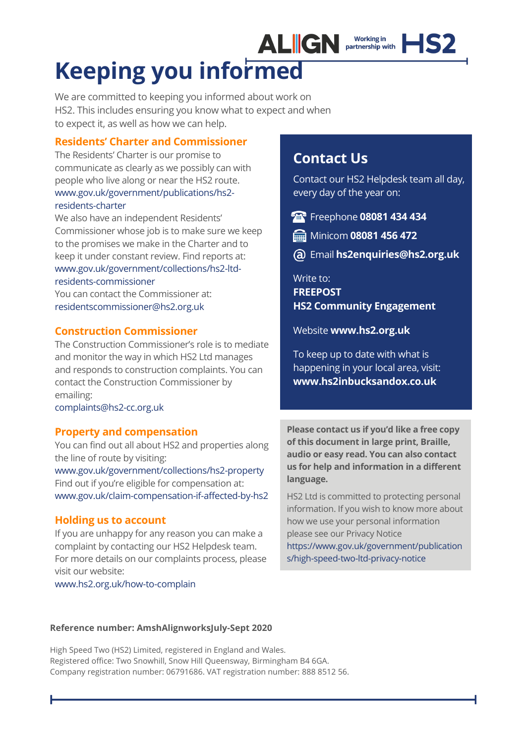ALIGN Working in partnership with HS2

# Keeping you informed

We are committed to keeping you informed about work on HS2. This includes ensuring you know what to expect and when to expect it, as well as how we can help.

## Residents' Charter and Commissioner

The Residents' Charter is our promise to communicate as clearly as we possibly can with people who live along or near the HS2 route.
www.gov.uk/government/publications/hs2-residents-charter
We also have an independent Residents' Commissioner whose job is to make sure we keep to the promises we make in the Charter and to keep it under constant review. Find reports at:
www.gov.uk/government/collections/hs2-ltd-residents-commissioner
You can contact the Commissioner at:
residentscommissioner@hs2.org.uk

## Construction Commissioner

The Construction Commissioner's role is to mediate and monitor the way in which HS2 Ltd manages and responds to construction complaints. You can contact the Construction Commissioner by emailing:
complaints@hs2-cc.org.uk

## Property and compensation

You can find out all about HS2 and properties along the line of route by visiting:
www.gov.uk/government/collections/hs2-property
Find out if you're eligible for compensation at:
www.gov.uk/claim-compensation-if-affected-by-hs2

## Holding us to account

If you are unhappy for any reason you can make a complaint by contacting our HS2 Helpdesk team. For more details on our complaints process, please visit our website:
www.hs2.org.uk/how-to-complain

## Contact Us

Contact our HS2 Helpdesk team all day, every day of the year on:

- Freephone **08081 434 434**
- Minicom **08081 456 472**
- Email **hs2enquiries@hs2.org.uk**

Write to:
**FREEPOST**
**HS2 Community Engagement**

Website **www.hs2.org.uk**

To keep up to date with what is happening in your local area, visit:
**www.hs2inbucksandox.co.uk**

**Please contact us if you'd like a free copy of this document in large print, Braille, audio or easy read. You can also contact us for help and information in a different language.**

HS2 Ltd is committed to protecting personal information. If you wish to know more about how we use your personal information please see our Privacy Notice
https://www.gov.uk/government/publications/high-speed-two-ltd-privacy-notice

**Reference number: AmshAlignworksJuly-Sept 2020**

High Speed Two (HS2) Limited, registered in England and Wales.
Registered office: Two Snowhill, Snow Hill Queensway, Birmingham B4 6GA.
Company registration number: 06791686. VAT registration number: 888 8512 56.